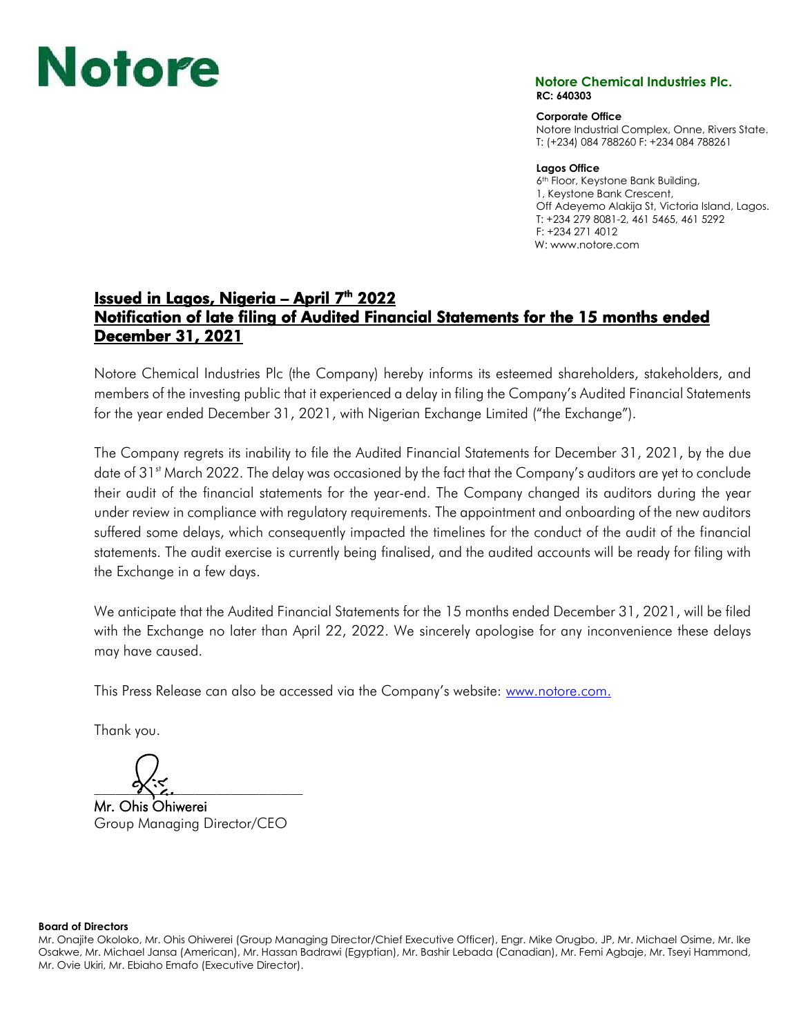# Notore

**Notore Chemical Industries Plc.**
**RC: 640303**

**Corporate Office**
Notore Industrial Complex, Onne, Rivers State.
T: (+234) 084 788260 F: +234 084 788261

**Lagos Office**
6th Floor, Keystone Bank Building,
1, Keystone Bank Crescent,
Off Adeyemo Alakija St, Victoria Island, Lagos.
T: +234 279 8081-2, 461 5465, 461 5292
F: +234 271 4012
W: www.notore.com

## Issued in Lagos, Nigeria – April 7th 2022
## Notification of late filing of Audited Financial Statements for the 15 months ended December 31, 2021

Notore Chemical Industries Plc (the Company) hereby informs its esteemed shareholders, stakeholders, and members of the investing public that it experienced a delay in filing the Company's Audited Financial Statements for the year ended December 31, 2021, with Nigerian Exchange Limited ("the Exchange").

The Company regrets its inability to file the Audited Financial Statements for December 31, 2021, by the due date of 31st March 2022. The delay was occasioned by the fact that the Company's auditors are yet to conclude their audit of the financial statements for the year-end. The Company changed its auditors during the year under review in compliance with regulatory requirements. The appointment and onboarding of the new auditors suffered some delays, which consequently impacted the timelines for the conduct of the audit of the financial statements. The audit exercise is currently being finalised, and the audited accounts will be ready for filing with the Exchange in a few days.

We anticipate that the Audited Financial Statements for the 15 months ended December 31, 2021, will be filed with the Exchange no later than April 22, 2022. We sincerely apologise for any inconvenience these delays may have caused.

This Press Release can also be accessed via the Company's website: www.notore.com.

Thank you.

Mr. Ohis Ohiwerei
Group Managing Director/CEO

**Board of Directors**
Mr. Onajite Okoloko, Mr. Ohis Ohiwerei (Group Managing Director/Chief Executive Officer), Engr. Mike Orugbo, JP, Mr. Michael Osime, Mr. Ike Osakwe, Mr. Michael Jansa (American), Mr. Hassan Badrawi (Egyptian), Mr. Bashir Lebada (Canadian), Mr. Femi Agbaje, Mr. Tseyi Hammond, Mr. Ovie Ukiri, Mr. Ebiaho Emafo (Executive Director).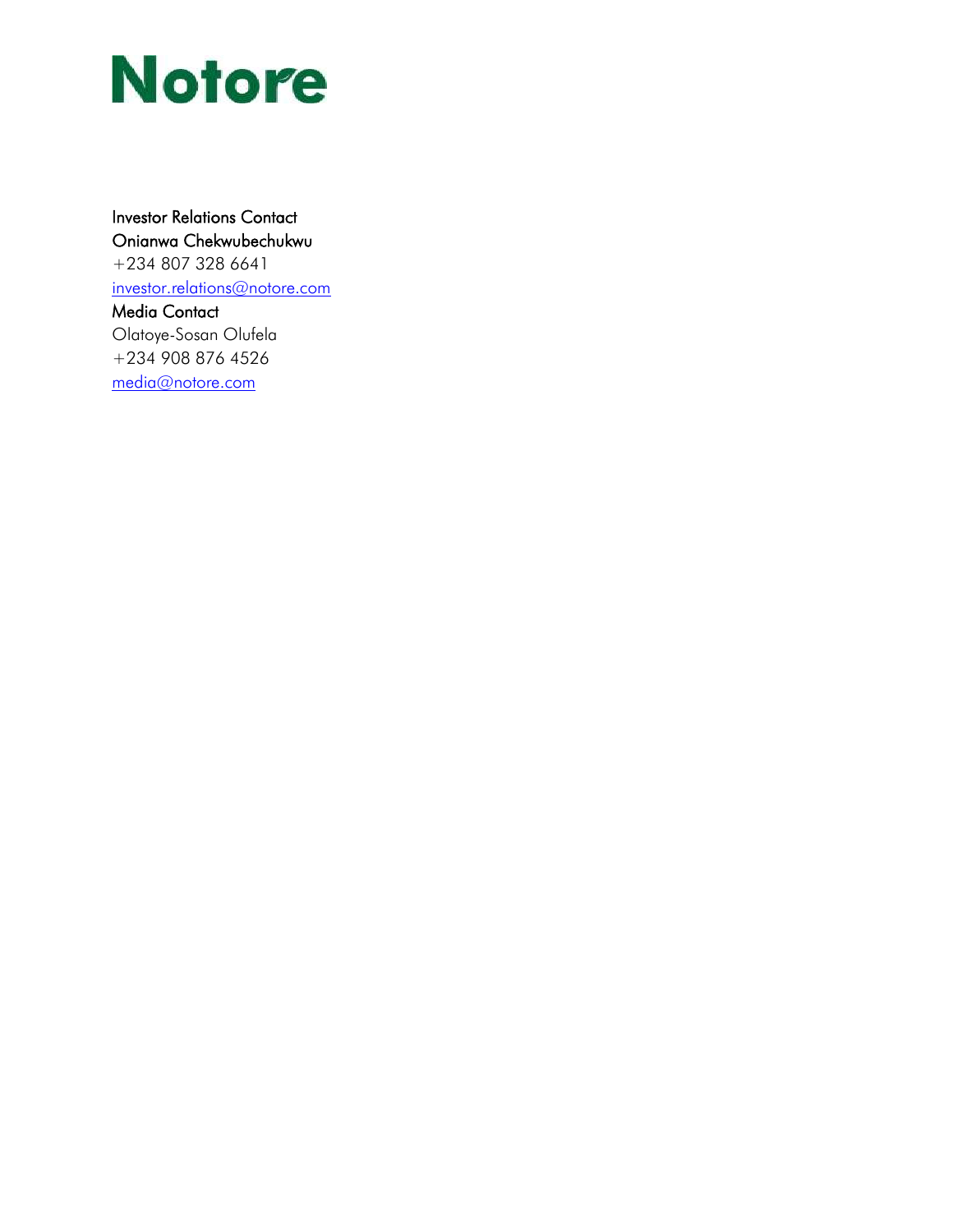# Notore

Investor Relations Contact
Onianwa Chekwubechukwu
+234 807 328 6641
investor.relations@notore.com

Media Contact
Olatoye-Sosan Olufela
+234 908 876 4526
media@notore.com